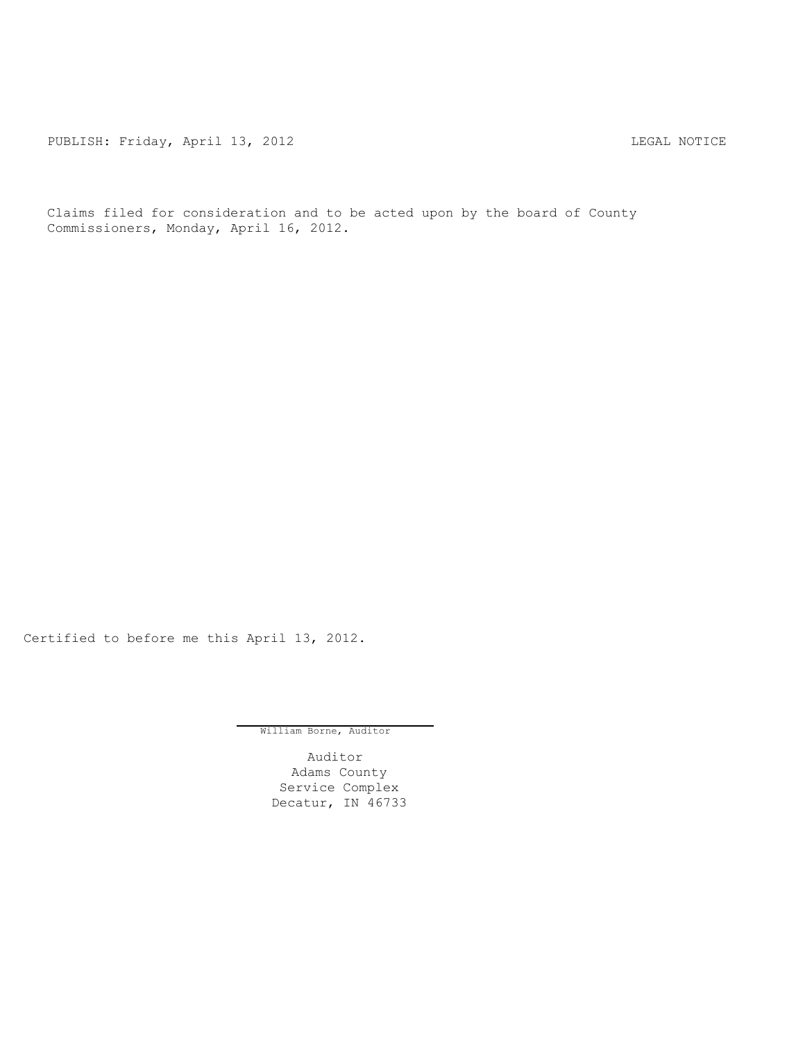PUBLISH: Friday, April 13, 2012 LEGAL NOTICE

Claims filed for consideration and to be acted upon by the board of County Commissioners, Monday, April 16, 2012.

Certified to before me this April 13, 2012.

William Borne, Auditor

Auditor
Adams County
Service Complex
Decatur, IN 46733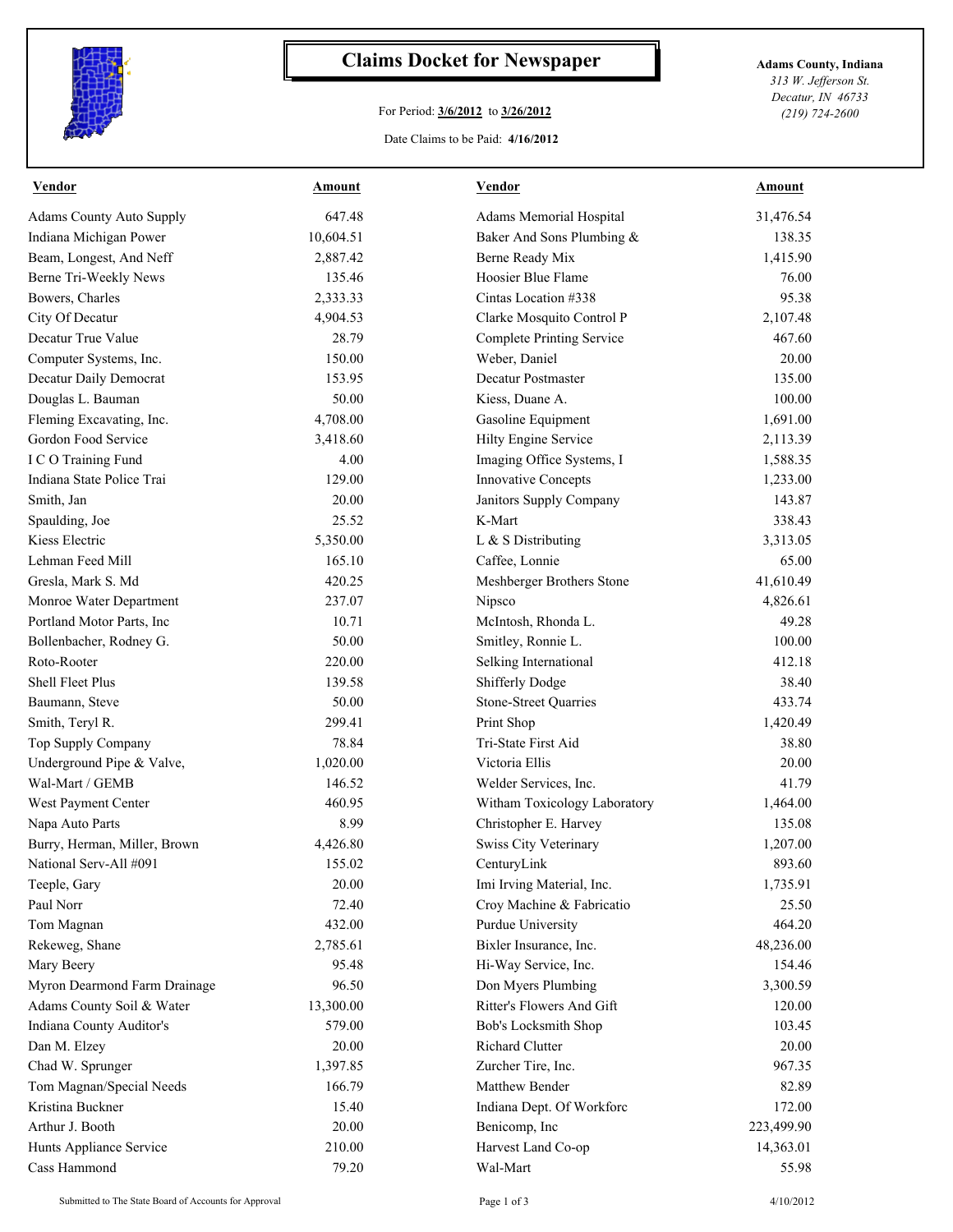# Claims Docket for Newspaper

For Period: **3/6/2012** to **3/26/2012**

Date Claims to be Paid: **4/16/2012**

**Adams County, Indiana**
*313 W. Jefferson St.*
*Decatur, IN 46733*
*(219) 724-2600*

| Vendor | Amount | Vendor | Amount |
|---|---|---|---|
| Adams County Auto Supply | 647.48 | Adams Memorial Hospital | 31,476.54 |
| Indiana Michigan Power | 10,604.51 | Baker And Sons Plumbing & | 138.35 |
| Beam, Longest, And Neff | 2,887.42 | Berne Ready Mix | 1,415.90 |
| Berne Tri-Weekly News | 135.46 | Hoosier Blue Flame | 76.00 |
| Bowers, Charles | 2,333.33 | Cintas Location #338 | 95.38 |
| City Of Decatur | 4,904.53 | Clarke Mosquito Control P | 2,107.48 |
| Decatur True Value | 28.79 | Complete Printing Service | 467.60 |
| Computer Systems, Inc. | 150.00 | Weber, Daniel | 20.00 |
| Decatur Daily Democrat | 153.95 | Decatur Postmaster | 135.00 |
| Douglas L. Bauman | 50.00 | Kiess, Duane A. | 100.00 |
| Fleming Excavating, Inc. | 4,708.00 | Gasoline Equipment | 1,691.00 |
| Gordon Food Service | 3,418.60 | Hilty Engine Service | 2,113.39 |
| I C O Training Fund | 4.00 | Imaging Office Systems, I | 1,588.35 |
| Indiana State Police Trai | 129.00 | Innovative Concepts | 1,233.00 |
| Smith, Jan | 20.00 | Janitors Supply Company | 143.87 |
| Spaulding, Joe | 25.52 | K-Mart | 338.43 |
| Kiess Electric | 5,350.00 | L & S Distributing | 3,313.05 |
| Lehman Feed Mill | 165.10 | Caffee, Lonnie | 65.00 |
| Gresla, Mark S. Md | 420.25 | Meshberger Brothers Stone | 41,610.49 |
| Monroe Water Department | 237.07 | Nipsco | 4,826.61 |
| Portland Motor Parts, Inc | 10.71 | McIntosh, Rhonda L. | 49.28 |
| Bollenbacher, Rodney G. | 50.00 | Smitley, Ronnie L. | 100.00 |
| Roto-Rooter | 220.00 | Selking International | 412.18 |
| Shell Fleet Plus | 139.58 | Shifferly Dodge | 38.40 |
| Baumann, Steve | 50.00 | Stone-Street Quarries | 433.74 |
| Smith, Teryl R. | 299.41 | Print Shop | 1,420.49 |
| Top Supply Company | 78.84 | Tri-State First Aid | 38.80 |
| Underground Pipe & Valve, | 1,020.00 | Victoria Ellis | 20.00 |
| Wal-Mart / GEMB | 146.52 | Welder Services, Inc. | 41.79 |
| West Payment Center | 460.95 | Witham Toxicology Laboratory | 1,464.00 |
| Napa Auto Parts | 8.99 | Christopher E. Harvey | 135.08 |
| Burry, Herman, Miller, Brown | 4,426.80 | Swiss City Veterinary | 1,207.00 |
| National Serv-All #091 | 155.02 | CenturyLink | 893.60 |
| Teeple, Gary | 20.00 | Imi Irving Material, Inc. | 1,735.91 |
| Paul Norr | 72.40 | Croy Machine & Fabricatio | 25.50 |
| Tom Magnan | 432.00 | Purdue University | 464.20 |
| Rekeweg, Shane | 2,785.61 | Bixler Insurance, Inc. | 48,236.00 |
| Mary Beery | 95.48 | Hi-Way Service, Inc. | 154.46 |
| Myron Dearmond Farm Drainage | 96.50 | Don Myers Plumbing | 3,300.59 |
| Adams County Soil & Water | 13,300.00 | Ritter's Flowers And Gift | 120.00 |
| Indiana County Auditor's | 579.00 | Bob's Locksmith Shop | 103.45 |
| Dan M. Elzey | 20.00 | Richard Clutter | 20.00 |
| Chad W. Sprunger | 1,397.85 | Zurcher Tire, Inc. | 967.35 |
| Tom Magnan/Special Needs | 166.79 | Matthew Bender | 82.89 |
| Kristina Buckner | 15.40 | Indiana Dept. Of Workforc | 172.00 |
| Arthur J. Booth | 20.00 | Benicomp, Inc | 223,499.90 |
| Hunts Appliance Service | 210.00 | Harvest Land Co-op | 14,363.01 |
| Cass Hammond | 79.20 | Wal-Mart | 55.98 |

Submitted to The State Board of Accounts for Approval — 4/10/2012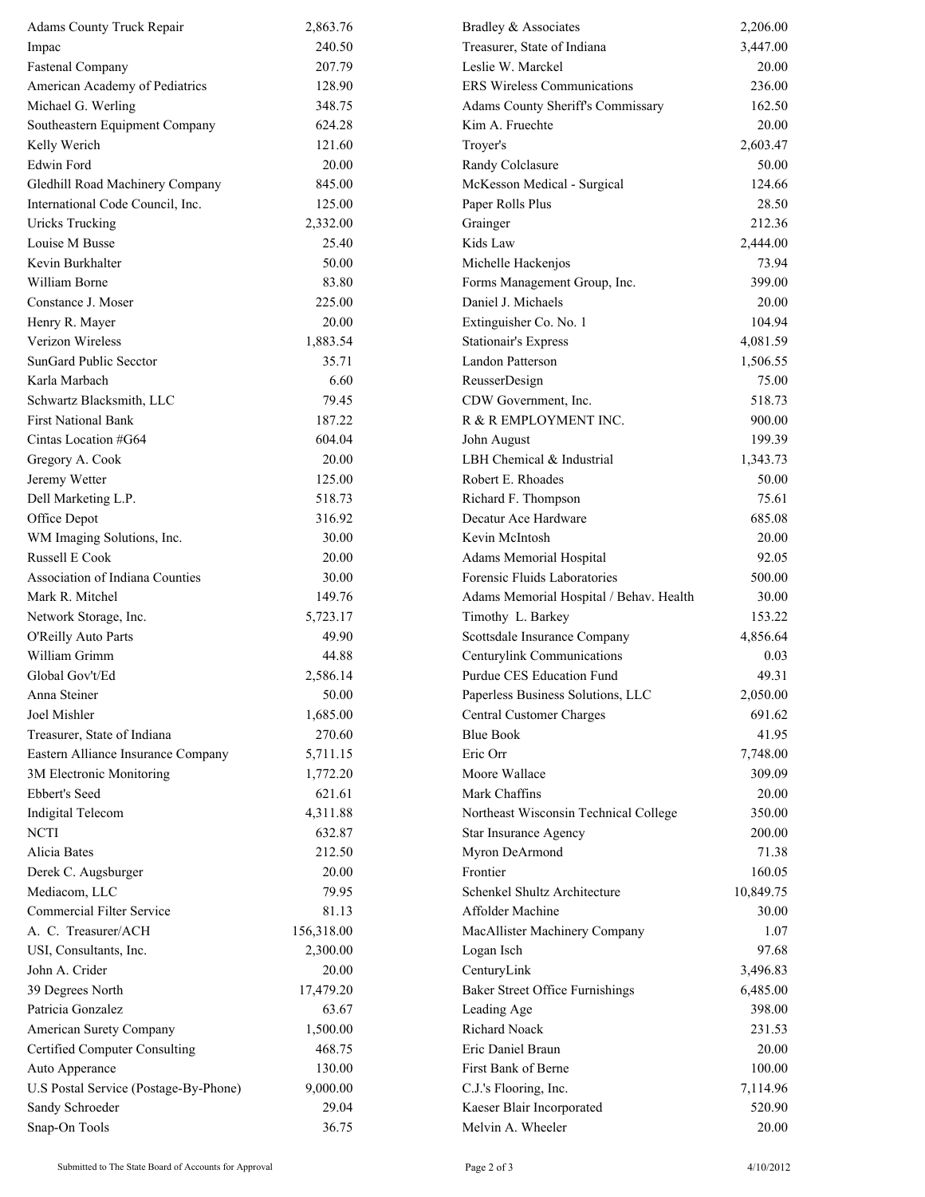| | | | |
|---|---|---|---|
| Adams County Truck Repair | 2,863.76 | Bradley & Associates | 2,206.00 |
| Impac | 240.50 | Treasurer, State of Indiana | 3,447.00 |
| Fastenal Company | 207.79 | Leslie W. Marckel | 20.00 |
| American Academy of Pediatrics | 128.90 | ERS Wireless Communications | 236.00 |
| Michael G. Werling | 348.75 | Adams County Sheriff's Commissary | 162.50 |
| Southeastern Equipment Company | 624.28 | Kim A. Fruechte | 20.00 |
| Kelly Werich | 121.60 | Troyer's | 2,603.47 |
| Edwin Ford | 20.00 | Randy Colclasure | 50.00 |
| Gledhill Road Machinery Company | 845.00 | McKesson Medical - Surgical | 124.66 |
| International Code Council, Inc. | 125.00 | Paper Rolls Plus | 28.50 |
| Uricks Trucking | 2,332.00 | Grainger | 212.36 |
| Louise M Busse | 25.40 | Kids Law | 2,444.00 |
| Kevin Burkhalter | 50.00 | Michelle Hackenjos | 73.94 |
| William Borne | 83.80 | Forms Management Group, Inc. | 399.00 |
| Constance J. Moser | 225.00 | Daniel J. Michaels | 20.00 |
| Henry R. Mayer | 20.00 | Extinguisher Co. No. 1 | 104.94 |
| Verizon Wireless | 1,883.54 | Stationair's Express | 4,081.59 |
| SunGard Public Secctor | 35.71 | Landon Patterson | 1,506.55 |
| Karla Marbach | 6.60 | ReusserDesign | 75.00 |
| Schwartz Blacksmith, LLC | 79.45 | CDW Government, Inc. | 518.73 |
| First National Bank | 187.22 | R & R EMPLOYMENT INC. | 900.00 |
| Cintas Location #G64 | 604.04 | John August | 199.39 |
| Gregory A. Cook | 20.00 | LBH Chemical & Industrial | 1,343.73 |
| Jeremy Wetter | 125.00 | Robert E. Rhoades | 50.00 |
| Dell Marketing L.P. | 518.73 | Richard F. Thompson | 75.61 |
| Office Depot | 316.92 | Decatur Ace Hardware | 685.08 |
| WM Imaging Solutions, Inc. | 30.00 | Kevin McIntosh | 20.00 |
| Russell E Cook | 20.00 | Adams Memorial Hospital | 92.05 |
| Association of Indiana Counties | 30.00 | Forensic Fluids Laboratories | 500.00 |
| Mark R. Mitchel | 149.76 | Adams Memorial Hospital / Behav. Health | 30.00 |
| Network Storage, Inc. | 5,723.17 | Timothy L. Barkey | 153.22 |
| O'Reilly Auto Parts | 49.90 | Scottsdale Insurance Company | 4,856.64 |
| William Grimm | 44.88 | Centurylink Communications | 0.03 |
| Global Gov't/Ed | 2,586.14 | Purdue CES Education Fund | 49.31 |
| Anna Steiner | 50.00 | Paperless Business Solutions, LLC | 2,050.00 |
| Joel Mishler | 1,685.00 | Central Customer Charges | 691.62 |
| Treasurer, State of Indiana | 270.60 | Blue Book | 41.95 |
| Eastern Alliance Insurance Company | 5,711.15 | Eric Orr | 7,748.00 |
| 3M Electronic Monitoring | 1,772.20 | Moore Wallace | 309.09 |
| Ebbert's Seed | 621.61 | Mark Chaffins | 20.00 |
| Indigital Telecom | 4,311.88 | Northeast Wisconsin Technical College | 350.00 |
| NCTI | 632.87 | Star Insurance Agency | 200.00 |
| Alicia Bates | 212.50 | Myron DeArmond | 71.38 |
| Derek C. Augsburger | 20.00 | Frontier | 160.05 |
| Mediacom, LLC | 79.95 | Schenkel Shultz Architecture | 10,849.75 |
| Commercial Filter Service | 81.13 | Affolder Machine | 30.00 |
| A. C. Treasurer/ACH | 156,318.00 | MacAllister Machinery Company | 1.07 |
| USI, Consultants, Inc. | 2,300.00 | Logan Isch | 97.68 |
| John A. Crider | 20.00 | CenturyLink | 3,496.83 |
| 39 Degrees North | 17,479.20 | Baker Street Office Furnishings | 6,485.00 |
| Patricia Gonzalez | 63.67 | Leading Age | 398.00 |
| American Surety Company | 1,500.00 | Richard Noack | 231.53 |
| Certified Computer Consulting | 468.75 | Eric Daniel Braun | 20.00 |
| Auto Apperance | 130.00 | First Bank of Berne | 100.00 |
| U.S Postal Service (Postage-By-Phone) | 9,000.00 | C.J.'s Flooring, Inc. | 7,114.96 |
| Sandy Schroeder | 29.04 | Kaeser Blair Incorporated | 520.90 |
| Snap-On Tools | 36.75 | Melvin A. Wheeler | 20.00 |

Submitted to The State Board of Accounts for Approval 4/10/2012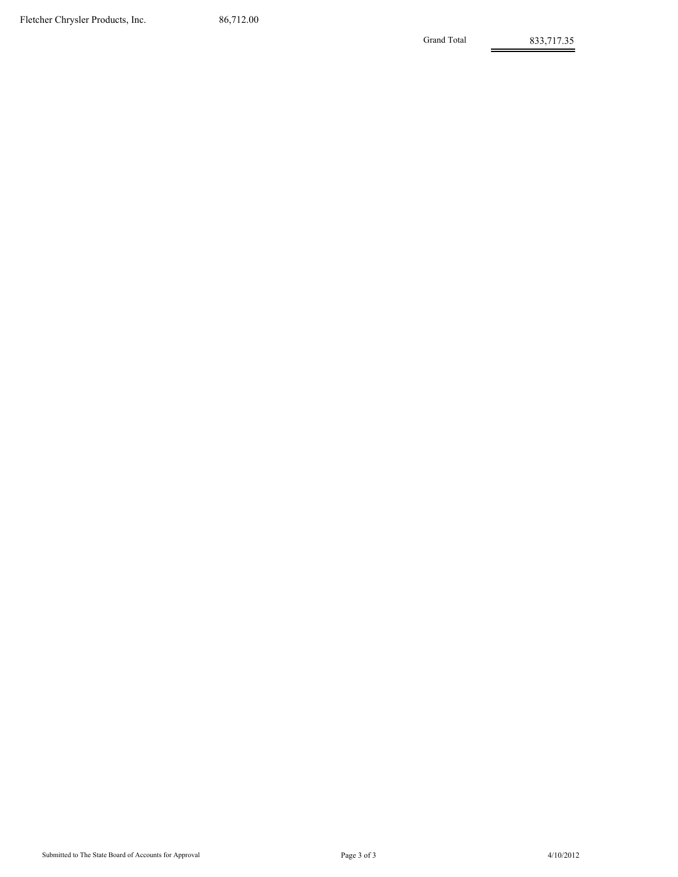| | | | |
|---|---|---|---|
| Fletcher Chrysler Products, Inc. | 86,712.00 | | |
| | | Grand Total | 833,717.35 |

Submitted to The State Board of Accounts for Approval

4/10/2012